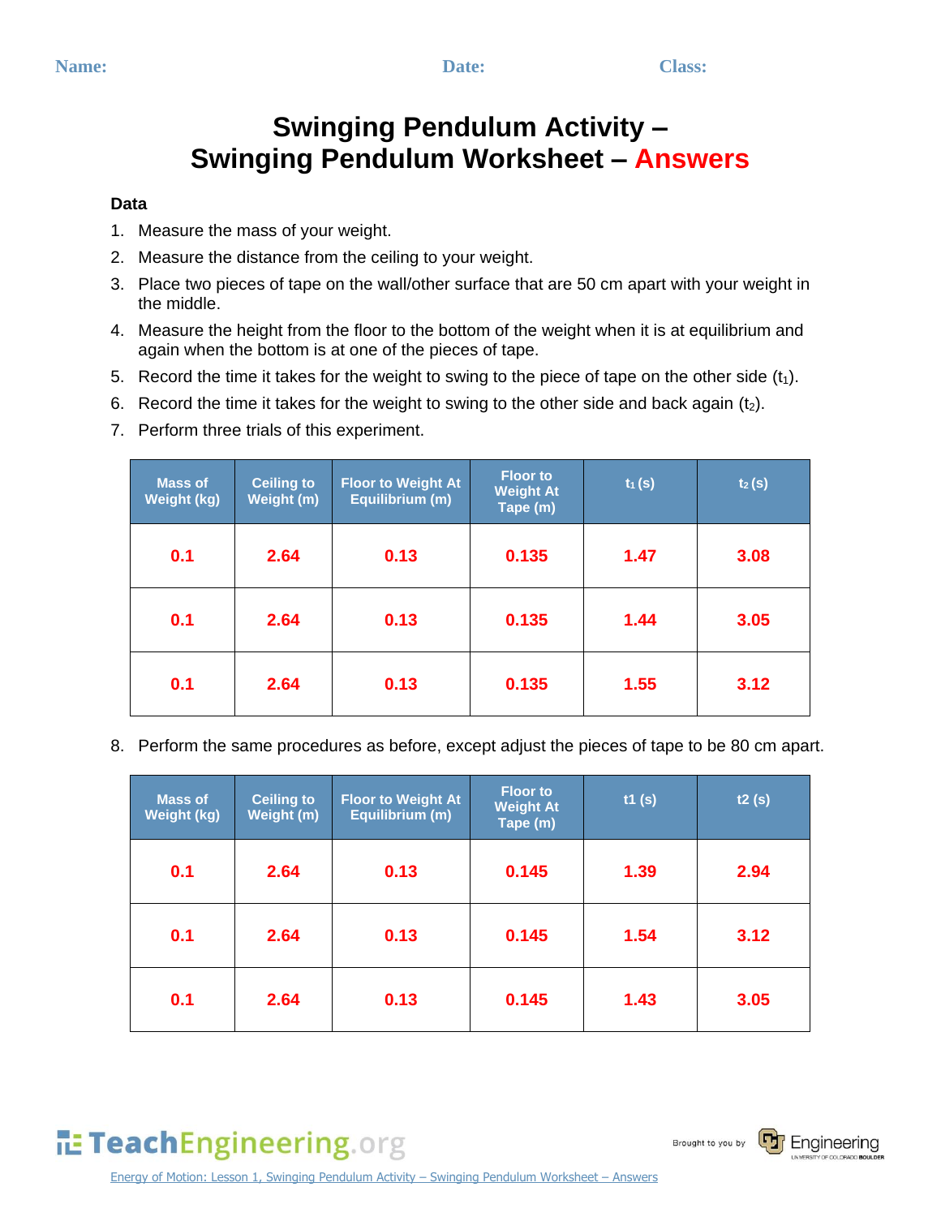Name: Date: Class:

# Swinging Pendulum Activity – Swinging Pendulum Worksheet – Answers

**Data**

1. Measure the mass of your weight.
2. Measure the distance from the ceiling to your weight.
3. Place two pieces of tape on the wall/other surface that are 50 cm apart with your weight in the middle.
4. Measure the height from the floor to the bottom of the weight when it is at equilibrium and again when the bottom is at one of the pieces of tape.
5. Record the time it takes for the weight to swing to the piece of tape on the other side ($t_1$).
6. Record the time it takes for the weight to swing to the other side and back again ($t_2$).
7. Perform three trials of this experiment.

| Mass of Weight (kg) | Ceiling to Weight (m) | Floor to Weight At Equilibrium (m) | Floor to Weight At Tape (m) | $t_1$ (s) | $t_2$ (s) |
|---|---|---|---|---|---|
| 0.1 | 2.64 | 0.13 | 0.135 | 1.47 | 3.08 |
| 0.1 | 2.64 | 0.13 | 0.135 | 1.44 | 3.05 |
| 0.1 | 2.64 | 0.13 | 0.135 | 1.55 | 3.12 |

8. Perform the same procedures as before, except adjust the pieces of tape to be 80 cm apart.

| Mass of Weight (kg) | Ceiling to Weight (m) | Floor to Weight At Equilibrium (m) | Floor to Weight At Tape (m) | t1 (s) | t2 (s) |
|---|---|---|---|---|---|
| 0.1 | 2.64 | 0.13 | 0.145 | 1.39 | 2.94 |
| 0.1 | 2.64 | 0.13 | 0.145 | 1.54 | 3.12 |
| 0.1 | 2.64 | 0.13 | 0.145 | 1.43 | 3.05 |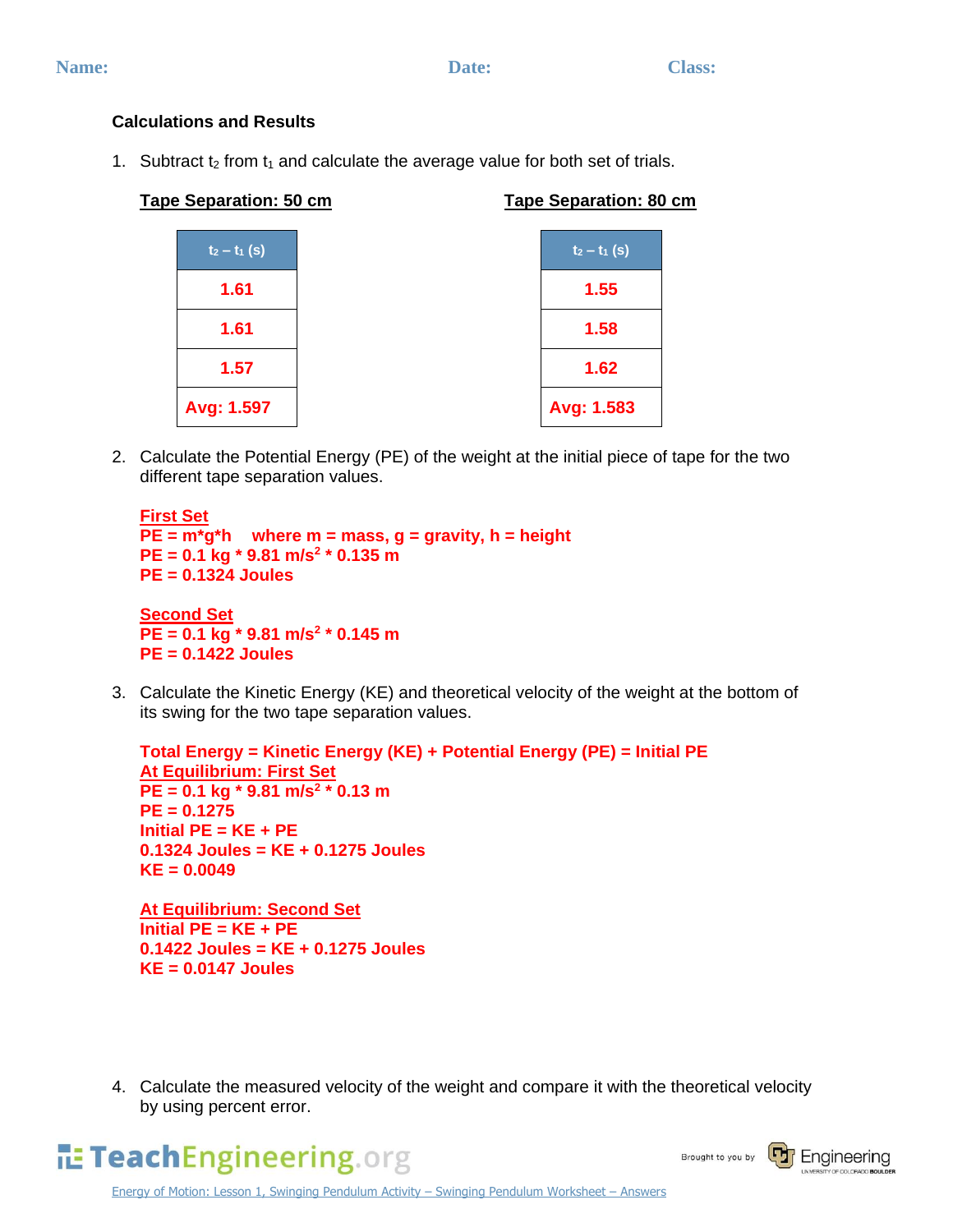**Name:** **Date:** **Class:**

### Calculations and Results

1. Subtract $t_2$ from $t_1$ and calculate the average value for both set of trials.

**Tape Separation: 50 cm**

| $t_2 - t_1$ (s) |
|---|
| 1.61 |
| 1.61 |
| 1.57 |
| Avg: 1.597 |

**Tape Separation: 80 cm**

| $t_2 - t_1$ (s) |
|---|
| 1.55 |
| 1.58 |
| 1.62 |
| Avg: 1.583 |

2. Calculate the Potential Energy (PE) of the weight at the initial piece of tape for the two different tape separation values.

**First Set**
**PE = m*g*h   where m = mass, g = gravity, h = height**
**PE = 0.1 kg * 9.81 m/s$^2$ * 0.135 m**
**PE = 0.1324 Joules**

**Second Set**
**PE = 0.1 kg * 9.81 m/s$^2$ * 0.145 m**
**PE = 0.1422 Joules**

3. Calculate the Kinetic Energy (KE) and theoretical velocity of the weight at the bottom of its swing for the two tape separation values.

**Total Energy = Kinetic Energy (KE) + Potential Energy (PE) = Initial PE**
**At Equilibrium: First Set**
**PE = 0.1 kg * 9.81 m/s$^2$ * 0.13 m**
**PE = 0.1275**
**Initial PE = KE + PE**
**0.1324 Joules = KE + 0.1275 Joules**
**KE = 0.0049**

**At Equilibrium: Second Set**
**Initial PE = KE + PE**
**0.1422 Joules = KE + 0.1275 Joules**
**KE = 0.0147 Joules**

4. Calculate the measured velocity of the weight and compare it with the theoretical velocity by using percent error.

Energy of Motion: Lesson 1, Swinging Pendulum Activity – Swinging Pendulum Worksheet – Answers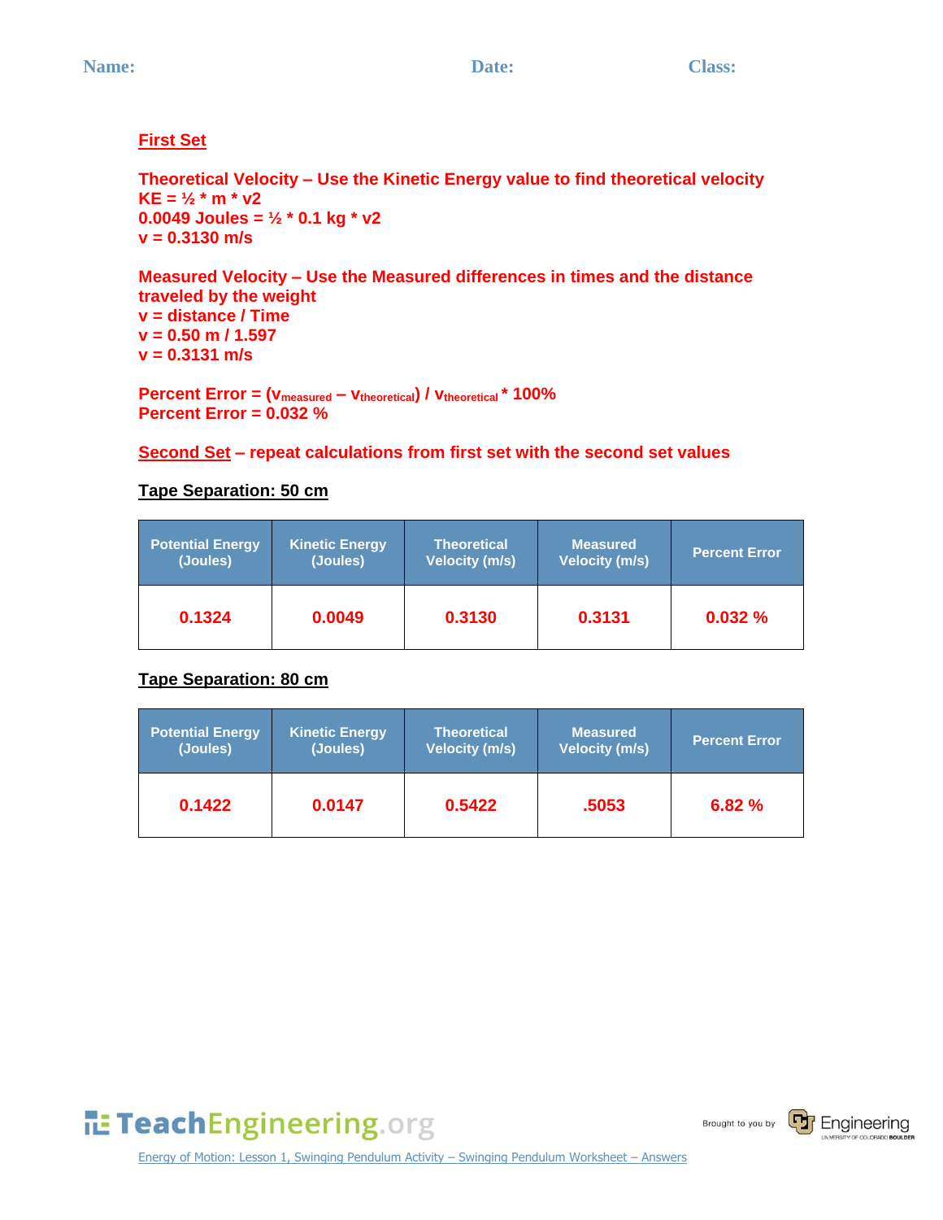**Name:** **Date:** **Class:**

**First Set**

**Theoretical Velocity – Use the Kinetic Energy value to find theoretical velocity**
**KE = ½ * m * v2**
**0.0049 Joules = ½ * 0.1 kg * v2**
**v = 0.3130 m/s**

**Measured Velocity – Use the Measured differences in times and the distance traveled by the weight**
**v = distance / Time**
**v = 0.50 m / 1.597**
**v = 0.3131 m/s**

**Percent Error = ($v_{measured}$ – $v_{theoretical}$) / $v_{theoretical}$ * 100%**
**Percent Error = 0.032 %**

**Second Set – repeat calculations from first set with the second set values**

**Tape Separation: 50 cm**

| Potential Energy (Joules) | Kinetic Energy (Joules) | Theoretical Velocity (m/s) | Measured Velocity (m/s) | Percent Error |
|---|---|---|---|---|
| 0.1324 | 0.0049 | 0.3130 | 0.3131 | 0.032 % |

**Tape Separation: 80 cm**

| Potential Energy (Joules) | Kinetic Energy (Joules) | Theoretical Velocity (m/s) | Measured Velocity (m/s) | Percent Error |
|---|---|---|---|---|
| 0.1422 | 0.0147 | 0.5422 | .5053 | 6.82 % |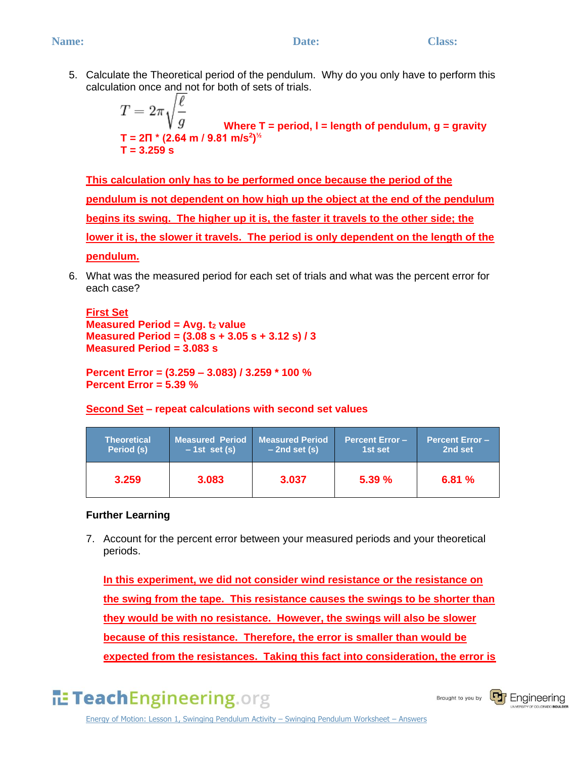5. Calculate the Theoretical period of the pendulum. Why do you only have to perform this calculation once and not for both of sets of trials.

$$T = 2\pi\sqrt{\frac{\ell}{g}}$$

**Where T = period, l = length of pendulum, g = gravity**

**$T = 2\Pi * (2.64 \text{ m} / 9.81 \text{ m/s}^2)^{½}$**
**T = 3.259 s**

**This calculation only has to be performed once because the period of the pendulum is not dependent on how high up the object at the end of the pendulum begins its swing. The higher up it is, the faster it travels to the other side; the lower it is, the slower it travels. The period is only dependent on the length of the pendulum.**

6. What was the measured period for each set of trials and what was the percent error for each case?

**First Set**
**Measured Period = Avg. $t_2$ value**
**Measured Period = (3.08 s + 3.05 s + 3.12 s) / 3**
**Measured Period = 3.083 s**

**Percent Error = (3.259 – 3.083) / 3.259 * 100 %**
**Percent Error = 5.39 %**

**Second Set – repeat calculations with second set values**

| Theoretical Period (s) | Measured Period – 1st set (s) | Measured Period – 2nd set (s) | Percent Error – 1st set | Percent Error – 2nd set |
|---|---|---|---|---|
| 3.259 | 3.083 | 3.037 | 5.39 % | 6.81 % |

**Further Learning**

7. Account for the percent error between your measured periods and your theoretical periods.

**In this experiment, we did not consider wind resistance or the resistance on the swing from the tape. This resistance causes the swings to be shorter than they would be with no resistance. However, the swings will also be slower because of this resistance. Therefore, the error is smaller than would be expected from the resistances. Taking this fact into consideration, the error is**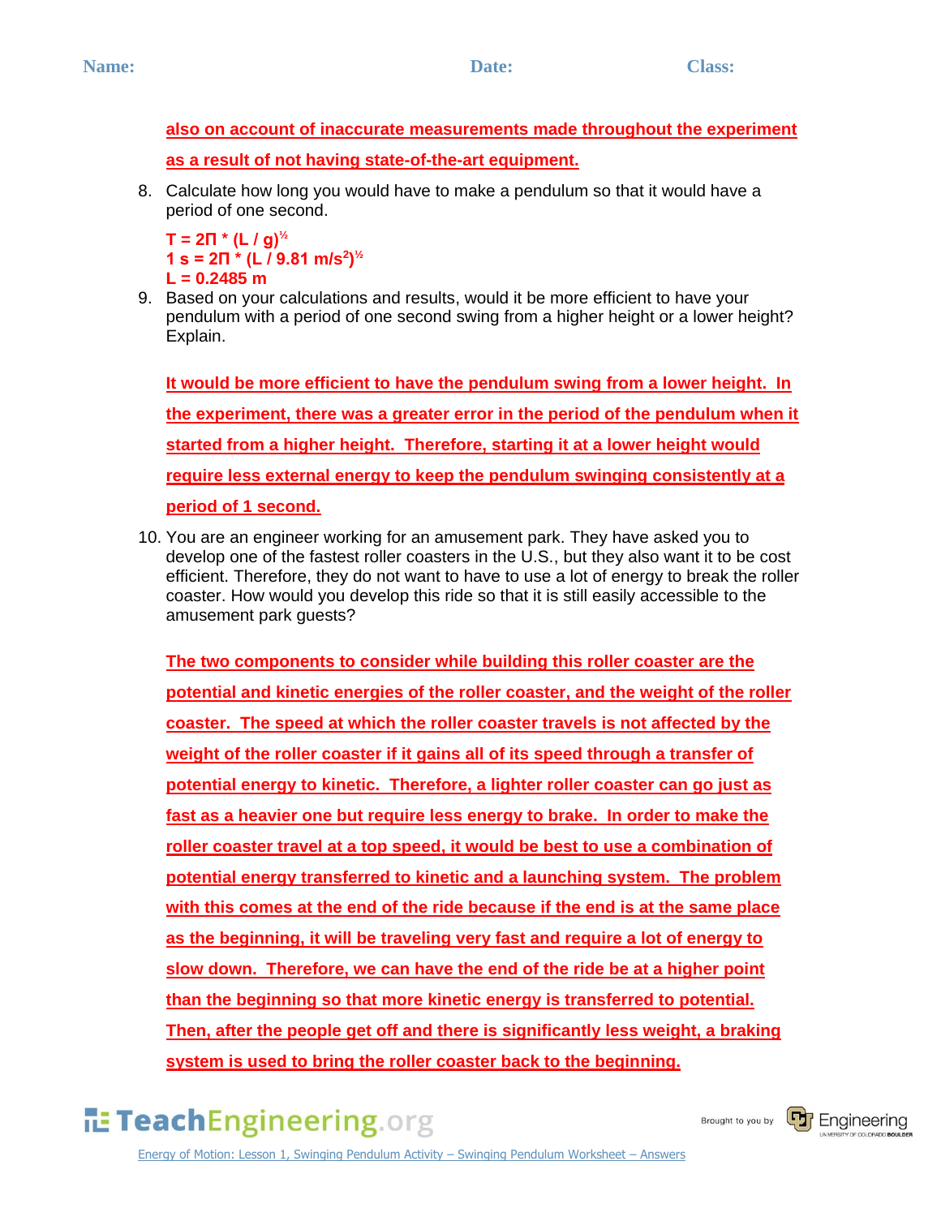also on account of inaccurate measurements made throughout the experiment as a result of not having state-of-the-art equipment.

8. Calculate how long you would have to make a pendulum so that it would have a period of one second.

   **$T = 2\Pi * (L / g)^{½}$**
   **$1\ s = 2\Pi * (L / 9.81\ m/s^2)^{½}$**
   **$L = 0.2485\ m$**

9. Based on your calculations and results, would it be more efficient to have your pendulum with a period of one second swing from a higher height or a lower height? Explain.

   **It would be more efficient to have the pendulum swing from a lower height. In the experiment, there was a greater error in the period of the pendulum when it started from a higher height. Therefore, starting it at a lower height would require less external energy to keep the pendulum swinging consistently at a period of 1 second.**

10. You are an engineer working for an amusement park. They have asked you to develop one of the fastest roller coasters in the U.S., but they also want it to be cost efficient. Therefore, they do not want to have to use a lot of energy to break the roller coaster. How would you develop this ride so that it is still easily accessible to the amusement park guests?

    **The two components to consider while building this roller coaster are the potential and kinetic energies of the roller coaster, and the weight of the roller coaster. The speed at which the roller coaster travels is not affected by the weight of the roller coaster if it gains all of its speed through a transfer of potential energy to kinetic. Therefore, a lighter roller coaster can go just as fast as a heavier one but require less energy to brake. In order to make the roller coaster travel at a top speed, it would be best to use a combination of potential energy transferred to kinetic and a launching system. The problem with this comes at the end of the ride because if the end is at the same place as the beginning, it will be traveling very fast and require a lot of energy to slow down. Therefore, we can have the end of the ride be at a higher point than the beginning so that more kinetic energy is transferred to potential. Then, after the people get off and there is significantly less weight, a braking system is used to bring the roller coaster back to the beginning.**